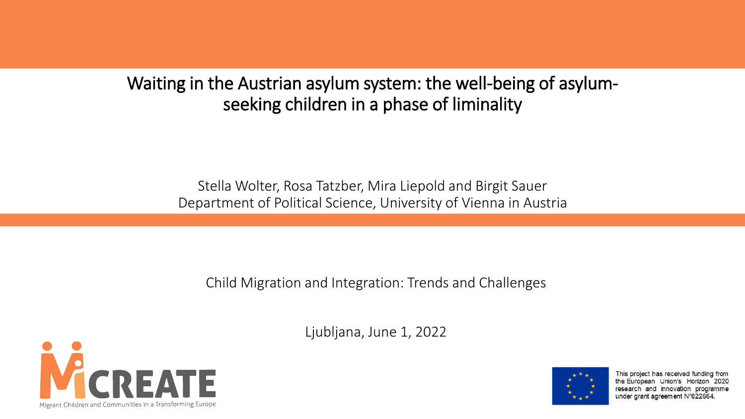# Waiting in the Austrian asylum system: the well-being of asylum-seeking children in a phase of liminality

Stella Wolter, Rosa Tatzber, Mira Liepold and Birgit Sauer
Department of Political Science, University of Vienna in Austria

Child Migration and Integration: Trends and Challenges

Ljubljana, June 1, 2022

MiCREATE
Migrant Children and Communities in a Transforming Europe

This project has received funding from the European Union's Horizon 2020 research and innovation programme under grant agreement N°822664.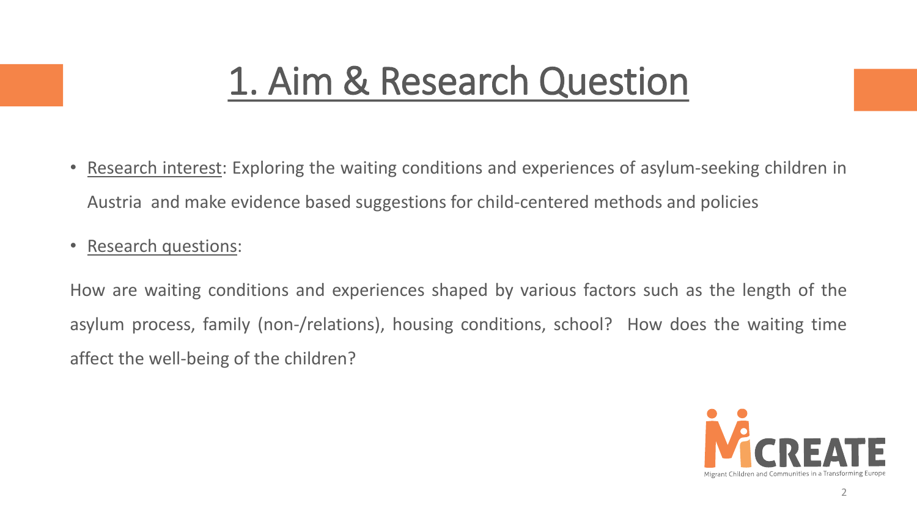# 1. Aim & Research Question

- Research interest: Exploring the waiting conditions and experiences of asylum-seeking children in Austria and make evidence based suggestions for child-centered methods and policies
- Research questions:

How are waiting conditions and experiences shaped by various factors such as the length of the asylum process, family (non-/relations), housing conditions, school? How does the waiting time affect the well-being of the children?

MiCREATE

Migrant Children and Communities in a Transforming Europe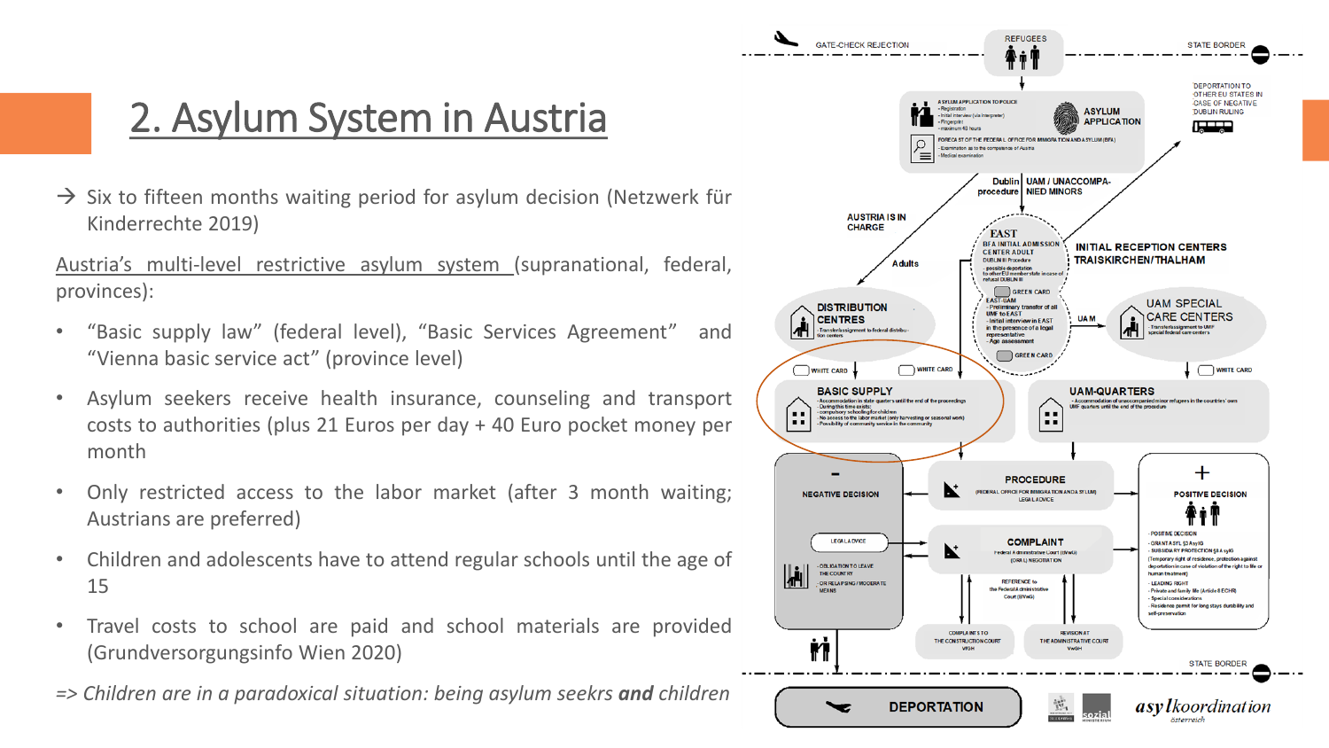# 2. Asylum System in Austria

→ Six to fifteen months waiting period for asylum decision (Netzwerk für Kinderrechte 2019)

Austria's multi-level restrictive asylum system (supranational, federal, provinces):

- "Basic supply law" (federal level), "Basic Services Agreement" and "Vienna basic service act" (province level)
- Asylum seekers receive health insurance, counseling and transport costs to authorities (plus 21 Euros per day + 40 Euro pocket money per month
- Only restricted access to the labor market (after 3 month waiting; Austrians are preferred)
- Children and adolescents have to attend regular schools until the age of 15
- Travel costs to school are paid and school materials are provided (Grundversorgungsinfo Wien 2020)

=> *Children are in a paradoxical situation: being asylum seekrs **and** children*

GATE-CHECK REJECTION | REFUGEES | STATE BORDER

DEPORTATION TO OTHER EU STATES IN CASE OF NEGATIVE DUBLIN RULING

ASYLUM APPLICATION

Dublin procedure | UAM / UNACCOMPANIED MINORS

AUSTRIA IS IN CHARGE

Adults

EAST

INITIAL RECEPTION CENTERS TRAISKIRCHEN/THALHAM

DISTRIBUTION CENTRES

UAM SPECIAL CARE CENTERS

WHITE CARD | WHITE CARD | WHITE CARD

BASIC SUPPLY

UAM-QUARTERS

NEGATIVE DECISION

PROCEDURE

POSITIVE DECISION

COMPLAINT

STATE BORDER

DEPORTATION

asylkoordination österreich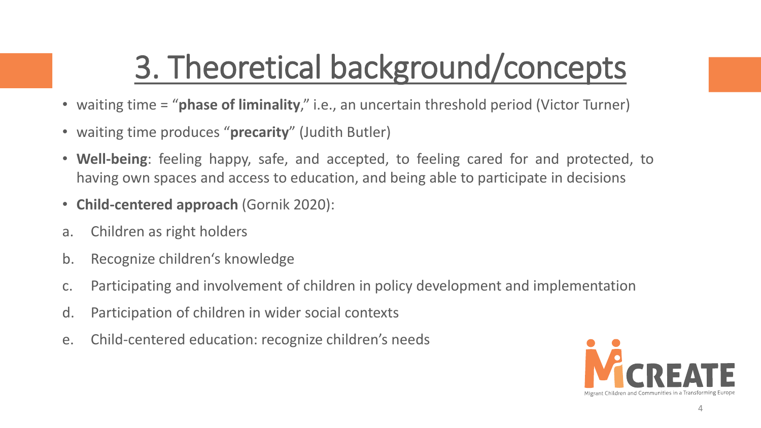# 3. Theoretical background/concepts

- waiting time = "**phase of liminality**," i.e., an uncertain threshold period (Victor Turner)
- waiting time produces "**precarity**" (Judith Butler)
- **Well-being**: feeling happy, safe, and accepted, to feeling cared for and protected, to having own spaces and access to education, and being able to participate in decisions
- **Child-centered approach** (Gornik 2020):

a. Children as right holders

b. Recognize children's knowledge

c. Participating and involvement of children in policy development and implementation

d. Participation of children in wider social contexts

e. Child-centered education: recognize children's needs

MiCREATE

Migrant Children and Communities in a Transforming Europe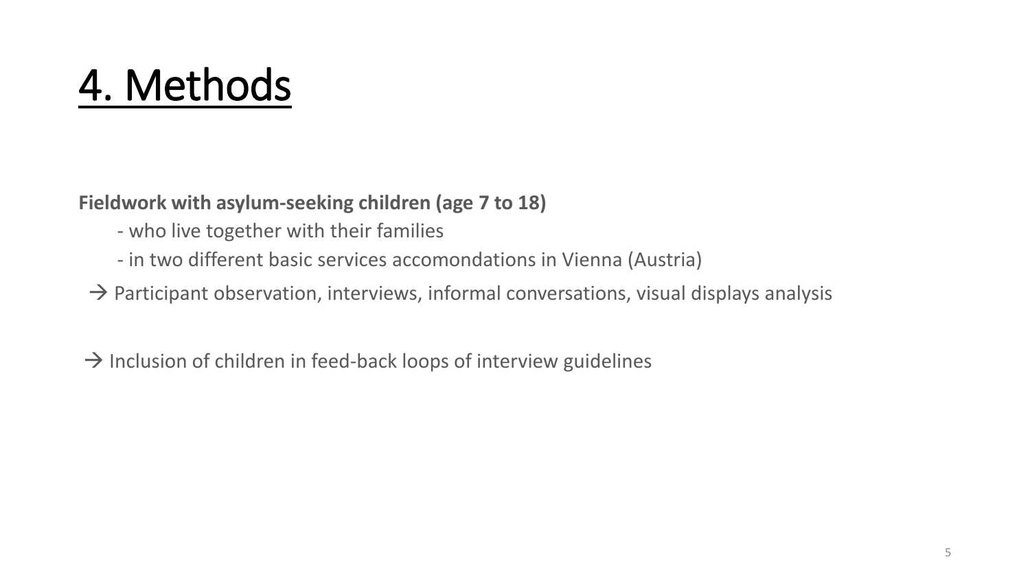# 4. Methods

**Fieldwork with asylum-seeking children (age 7 to 18)**

- who live together with their families
- in two different basic services accomondations in Vienna (Austria)

→ Participant observation, interviews, informal conversations, visual displays analysis

→ Inclusion of children in feed-back loops of interview guidelines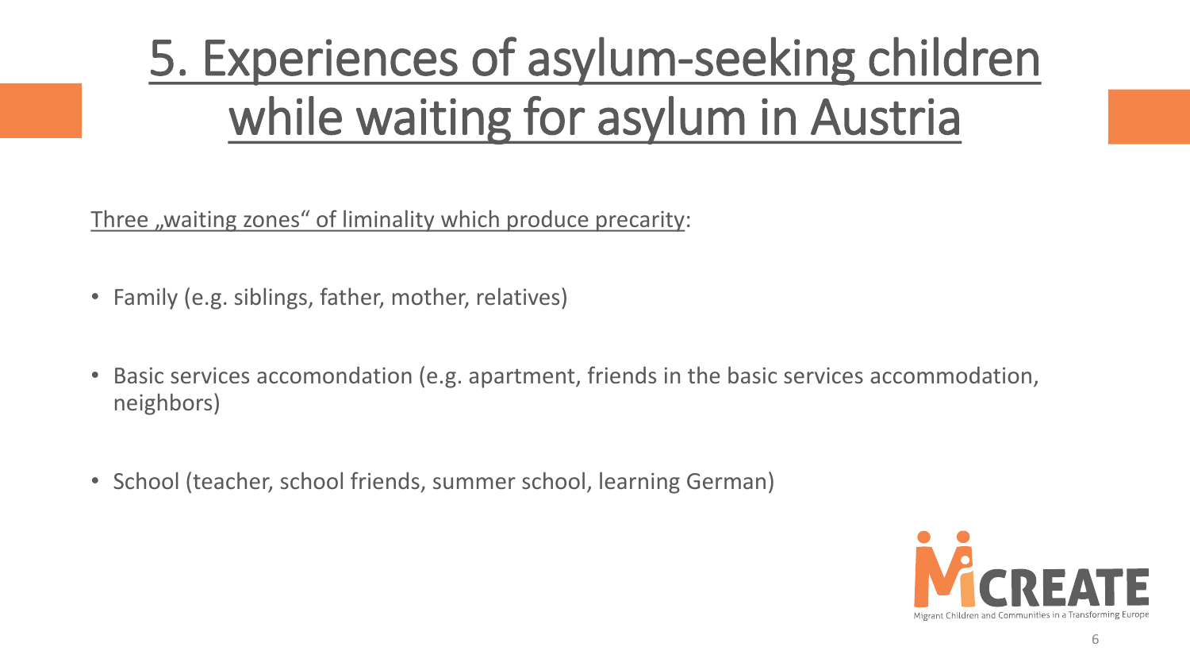# 5. Experiences of asylum-seeking children while waiting for asylum in Austria

Three „waiting zones" of liminality which produce precarity:

- Family (e.g. siblings, father, mother, relatives)
- Basic services accomondation (e.g. apartment, friends in the basic services accommodation, neighbors)
- School (teacher, school friends, summer school, learning German)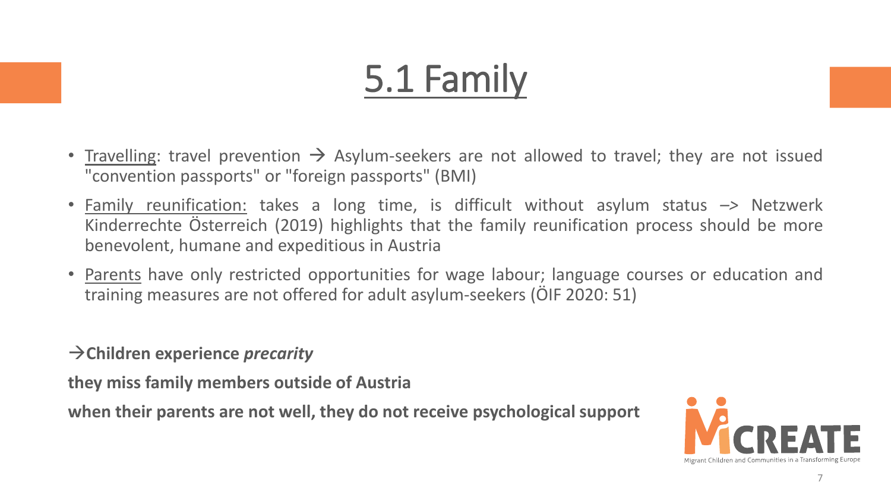# 5.1 Family

- Travelling: travel prevention → Asylum-seekers are not allowed to travel; they are not issued "convention passports" or "foreign passports" (BMI)
- Family reunification: takes a long time, is difficult without asylum status –> Netzwerk Kinderrechte Österreich (2019) highlights that the family reunification process should be more benevolent, humane and expeditious in Austria
- Parents have only restricted opportunities for wage labour; language courses or education and training measures are not offered for adult asylum-seekers (ÖIF 2020: 51)

**→Children experience *precarity***

**they miss family members outside of Austria**

**when their parents are not well, they do not receive psychological support**

MiCREATE
Migrant Children and Communities in a Transforming Europe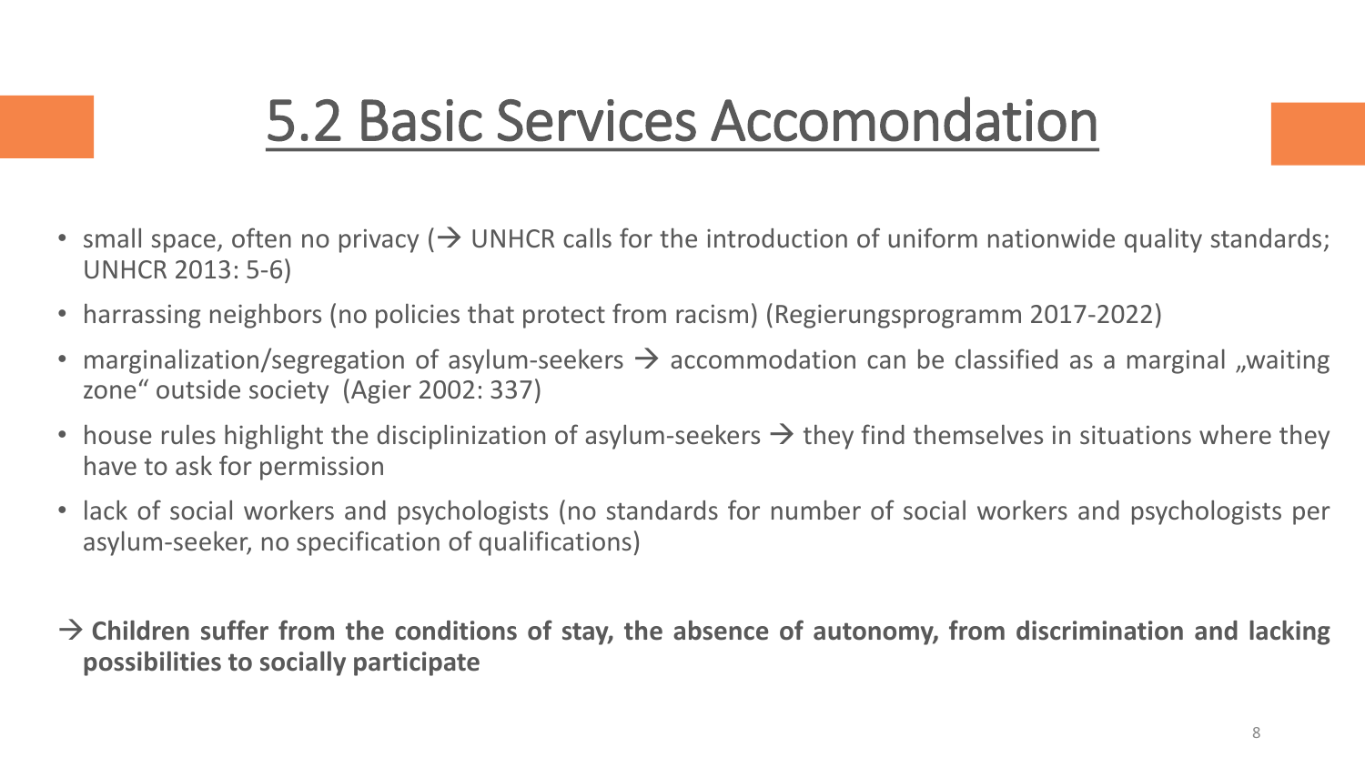# 5.2 Basic Services Accomondation

- small space, often no privacy (→ UNHCR calls for the introduction of uniform nationwide quality standards; UNHCR 2013: 5-6)
- harrassing neighbors (no policies that protect from racism) (Regierungsprogramm 2017-2022)
- marginalization/segregation of asylum-seekers → accommodation can be classified as a marginal „waiting zone" outside society (Agier 2002: 337)
- house rules highlight the disciplinization of asylum-seekers → they find themselves in situations where they have to ask for permission
- lack of social workers and psychologists (no standards for number of social workers and psychologists per asylum-seeker, no specification of qualifications)

→ **Children suffer from the conditions of stay, the absence of autonomy, from discrimination and lacking possibilities to socially participate**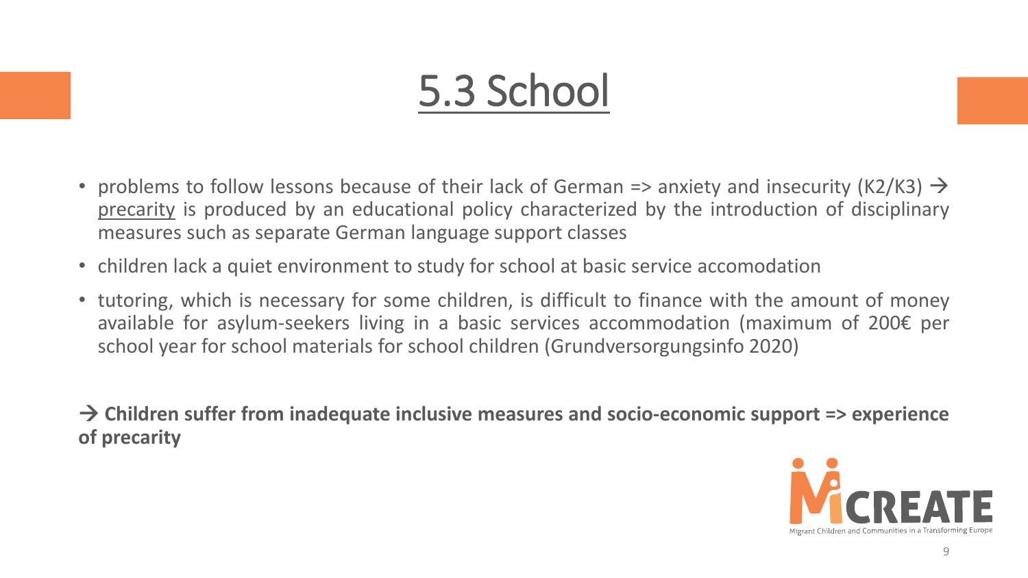# 5.3 School

- problems to follow lessons because of their lack of German => anxiety and insecurity (K2/K3) → precarity is produced by an educational policy characterized by the introduction of disciplinary measures such as separate German language support classes
- children lack a quiet environment to study for school at basic service accomodation
- tutoring, which is necessary for some children, is difficult to finance with the amount of money available for asylum-seekers living in a basic services accommodation (maximum of 200€ per school year for school materials for school children (Grundversorgungsinfo 2020)

**→ Children suffer from inadequate inclusive measures and socio-economic support => experience of precarity**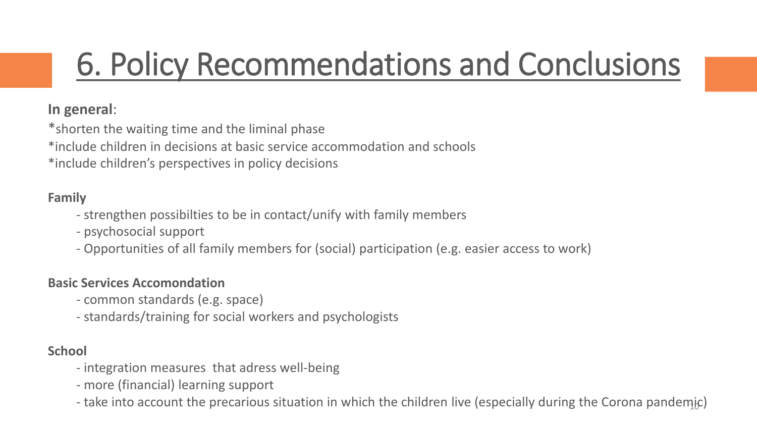# 6. Policy Recommendations and Conclusions

**In general**:

*shorten the waiting time and the liminal phase
*include children in decisions at basic service accommodation and schools
*include children's perspectives in policy decisions

**Family**

- strengthen possibilties to be in contact/unify with family members
- psychosocial support
- Opportunities of all family members for (social) participation (e.g. easier access to work)

**Basic Services Accomondation**

- common standards (e.g. space)
- standards/training for social workers and psychologists

**School**

- integration measures that adress well-being
- more (financial) learning support
- take into account the precarious situation in which the children live (especially during the Corona pandemic)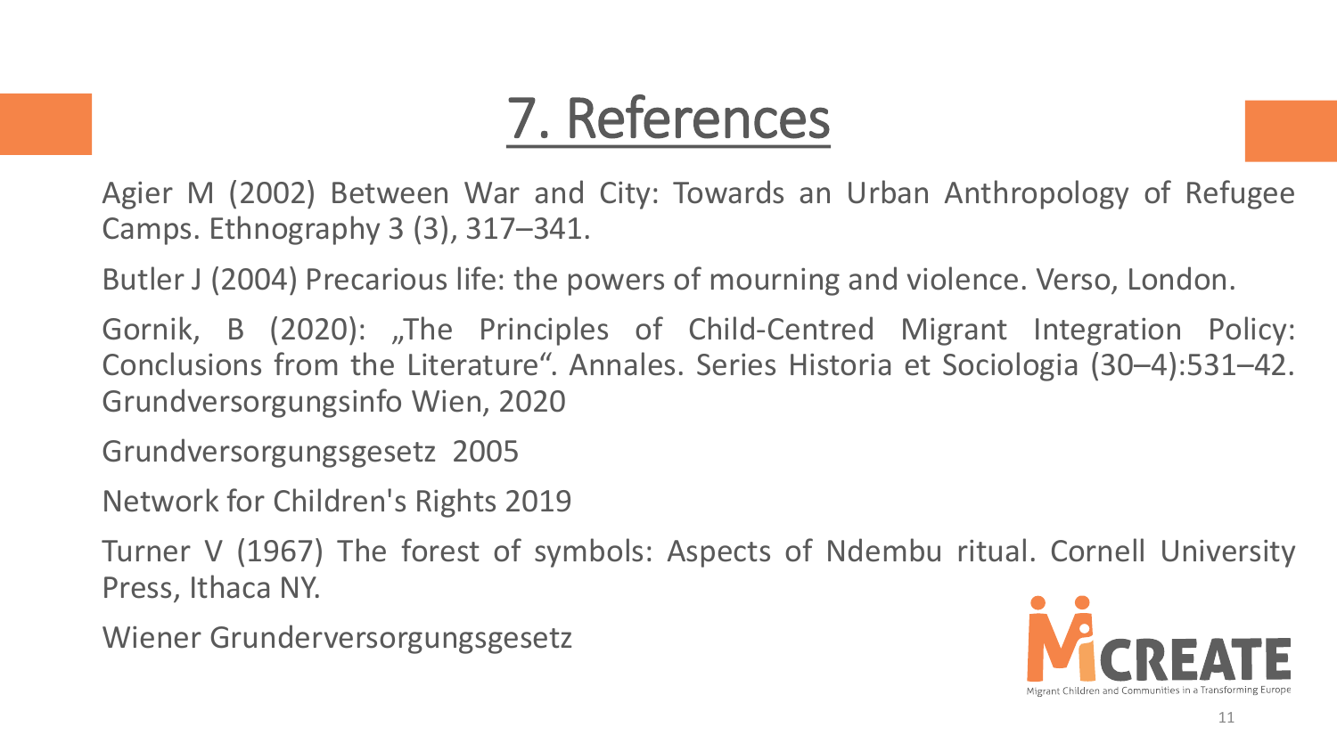# 7. References

Agier M (2002) Between War and City: Towards an Urban Anthropology of Refugee Camps. Ethnography 3 (3), 317–341.

Butler J (2004) Precarious life: the powers of mourning and violence. Verso, London.

Gornik, B (2020): „The Principles of Child-Centred Migrant Integration Policy: Conclusions from the Literature“. Annales. Series Historia et Sociologia (30–4):531–42. Grundversorgungsinfo Wien, 2020

Grundversorgungsgesetz 2005

Network for Children's Rights 2019

Turner V (1967) The forest of symbols: Aspects of Ndembu ritual. Cornell University Press, Ithaca NY.

Wiener Grunderversorgungsgesetz

MiCREATE

Migrant Children and Communities in a Transforming Europe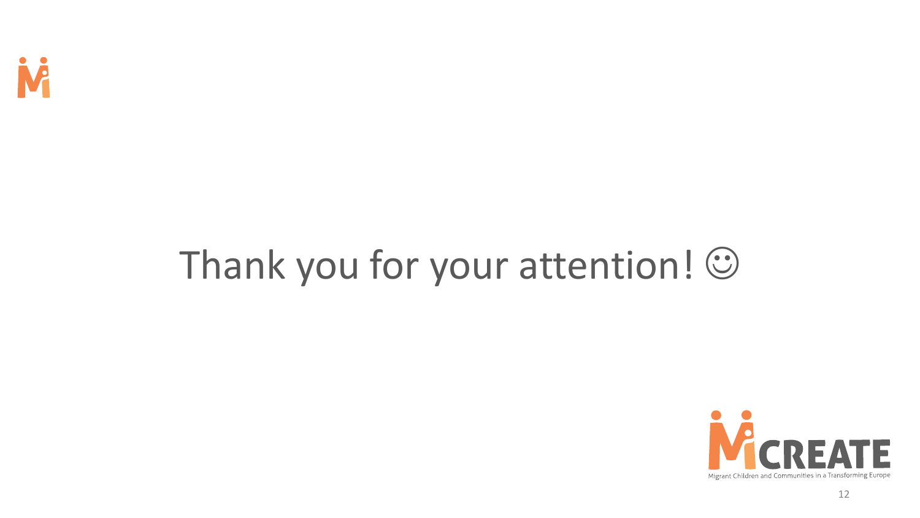Thank you for your attention! ☺

CREATE

Migrant Children and Communities in a Transforming Europe